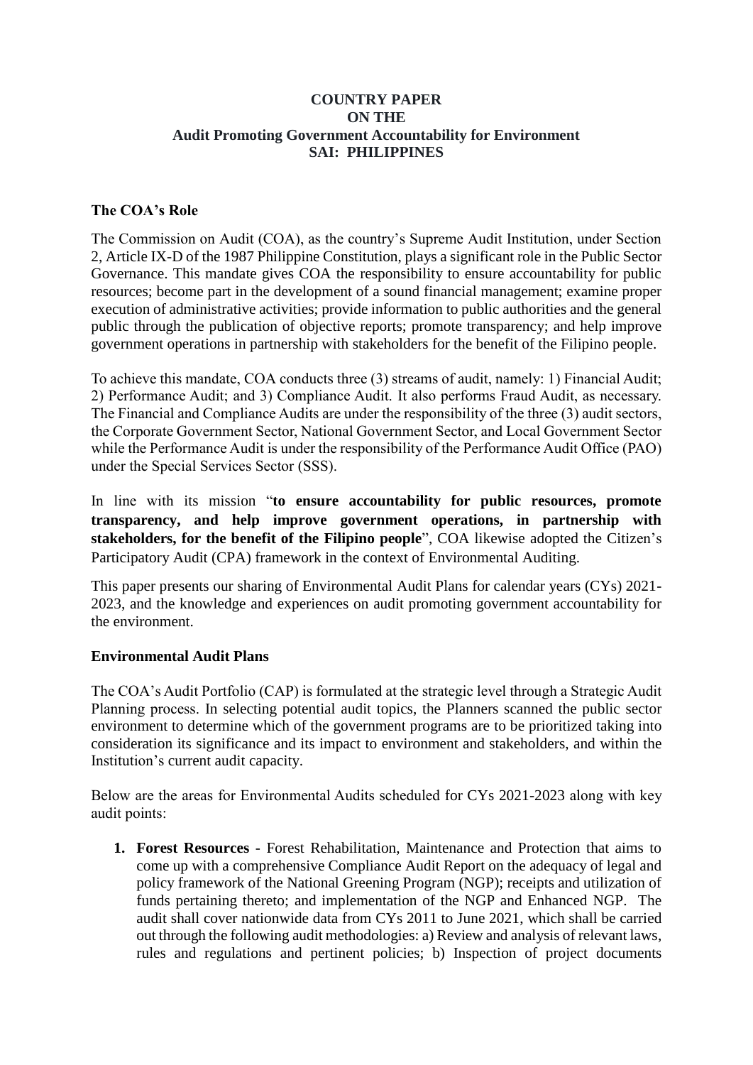**COUNTRY PAPER**
**ON THE**
**Audit Promoting Government Accountability for Environment**
**SAI: PHILIPPINES**

**The COA's Role**

The Commission on Audit (COA), as the country's Supreme Audit Institution, under Section 2, Article IX-D of the 1987 Philippine Constitution, plays a significant role in the Public Sector Governance. This mandate gives COA the responsibility to ensure accountability for public resources; become part in the development of a sound financial management; examine proper execution of administrative activities; provide information to public authorities and the general public through the publication of objective reports; promote transparency; and help improve government operations in partnership with stakeholders for the benefit of the Filipino people.

To achieve this mandate, COA conducts three (3) streams of audit, namely: 1) Financial Audit; 2) Performance Audit; and 3) Compliance Audit. It also performs Fraud Audit, as necessary. The Financial and Compliance Audits are under the responsibility of the three (3) audit sectors, the Corporate Government Sector, National Government Sector, and Local Government Sector while the Performance Audit is under the responsibility of the Performance Audit Office (PAO) under the Special Services Sector (SSS).

In line with its mission "**to ensure accountability for public resources, promote transparency, and help improve government operations, in partnership with stakeholders, for the benefit of the Filipino people**", COA likewise adopted the Citizen's Participatory Audit (CPA) framework in the context of Environmental Auditing.

This paper presents our sharing of Environmental Audit Plans for calendar years (CYs) 2021-2023, and the knowledge and experiences on audit promoting government accountability for the environment.

**Environmental Audit Plans**

The COA's Audit Portfolio (CAP) is formulated at the strategic level through a Strategic Audit Planning process. In selecting potential audit topics, the Planners scanned the public sector environment to determine which of the government programs are to be prioritized taking into consideration its significance and its impact to environment and stakeholders, and within the Institution's current audit capacity.

Below are the areas for Environmental Audits scheduled for CYs 2021-2023 along with key audit points:

1. **Forest Resources** - Forest Rehabilitation, Maintenance and Protection that aims to come up with a comprehensive Compliance Audit Report on the adequacy of legal and policy framework of the National Greening Program (NGP); receipts and utilization of funds pertaining thereto; and implementation of the NGP and Enhanced NGP. The audit shall cover nationwide data from CYs 2011 to June 2021, which shall be carried out through the following audit methodologies: a) Review and analysis of relevant laws, rules and regulations and pertinent policies; b) Inspection of project documents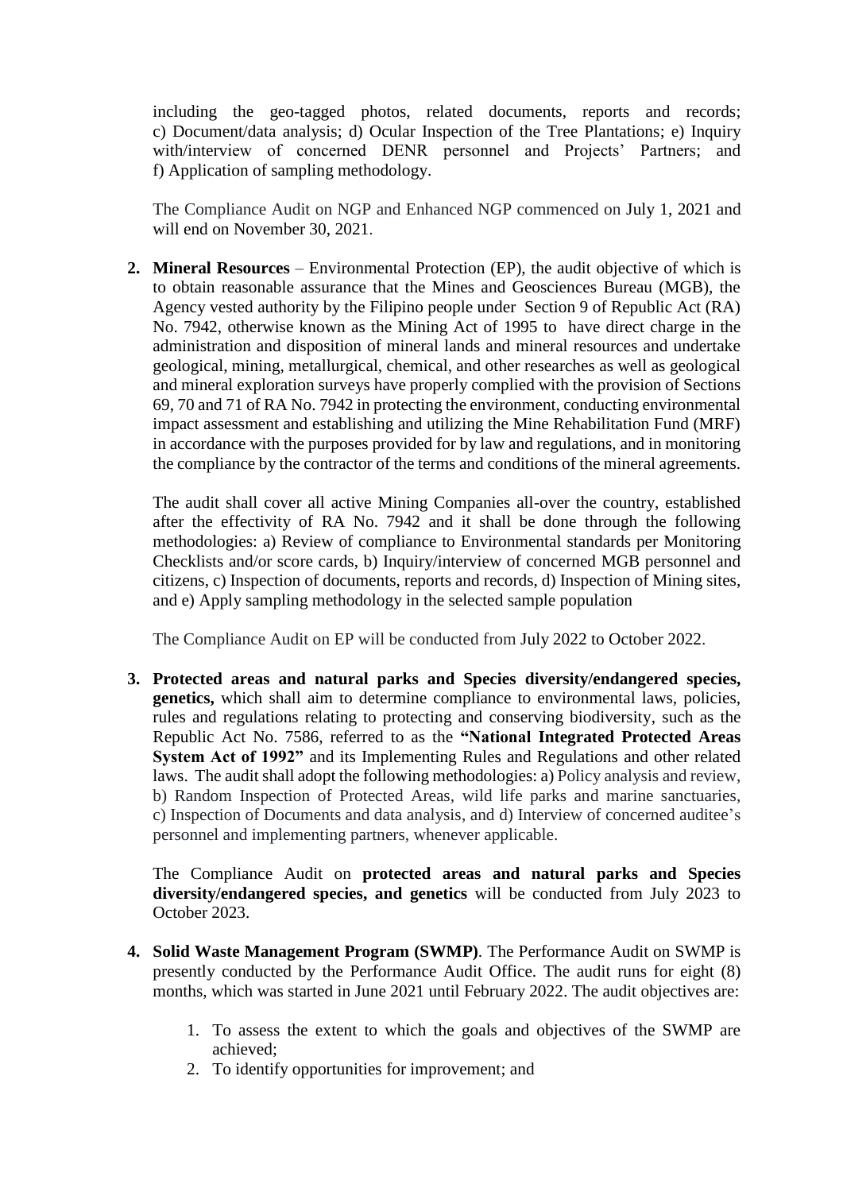including the geo-tagged photos, related documents, reports and records; c) Document/data analysis; d) Ocular Inspection of the Tree Plantations; e) Inquiry with/interview of concerned DENR personnel and Projects' Partners; and f) Application of sampling methodology.

The Compliance Audit on NGP and Enhanced NGP commenced on July 1, 2021 and will end on November 30, 2021.

2. **Mineral Resources** – Environmental Protection (EP), the audit objective of which is to obtain reasonable assurance that the Mines and Geosciences Bureau (MGB), the Agency vested authority by the Filipino people under Section 9 of Republic Act (RA) No. 7942, otherwise known as the Mining Act of 1995 to have direct charge in the administration and disposition of mineral lands and mineral resources and undertake geological, mining, metallurgical, chemical, and other researches as well as geological and mineral exploration surveys have properly complied with the provision of Sections 69, 70 and 71 of RA No. 7942 in protecting the environment, conducting environmental impact assessment and establishing and utilizing the Mine Rehabilitation Fund (MRF) in accordance with the purposes provided for by law and regulations, and in monitoring the compliance by the contractor of the terms and conditions of the mineral agreements.

   The audit shall cover all active Mining Companies all-over the country, established after the effectivity of RA No. 7942 and it shall be done through the following methodologies: a) Review of compliance to Environmental standards per Monitoring Checklists and/or score cards, b) Inquiry/interview of concerned MGB personnel and citizens, c) Inspection of documents, reports and records, d) Inspection of Mining sites, and e) Apply sampling methodology in the selected sample population

   The Compliance Audit on EP will be conducted from July 2022 to October 2022.

3. **Protected areas and natural parks and Species diversity/endangered species, genetics,** which shall aim to determine compliance to environmental laws, policies, rules and regulations relating to protecting and conserving biodiversity, such as the Republic Act No. 7586, referred to as the **"National Integrated Protected Areas System Act of 1992"** and its Implementing Rules and Regulations and other related laws. The audit shall adopt the following methodologies: a) Policy analysis and review, b) Random Inspection of Protected Areas, wild life parks and marine sanctuaries, c) Inspection of Documents and data analysis, and d) Interview of concerned auditee's personnel and implementing partners, whenever applicable.

   The Compliance Audit on **protected areas and natural parks and Species diversity/endangered species, and genetics** will be conducted from July 2023 to October 2023.

4. **Solid Waste Management Program (SWMP)**. The Performance Audit on SWMP is presently conducted by the Performance Audit Office. The audit runs for eight (8) months, which was started in June 2021 until February 2022. The audit objectives are:

   1. To assess the extent to which the goals and objectives of the SWMP are achieved;
   2. To identify opportunities for improvement; and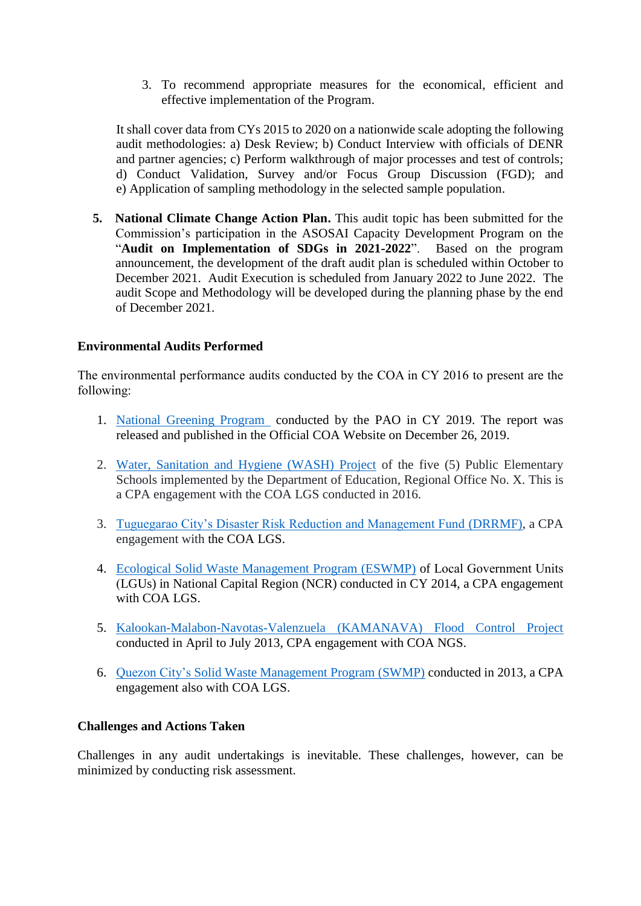3. To recommend appropriate measures for the economical, efficient and effective implementation of the Program.

It shall cover data from CYs 2015 to 2020 on a nationwide scale adopting the following audit methodologies: a) Desk Review; b) Conduct Interview with officials of DENR and partner agencies; c) Perform walkthrough of major processes and test of controls; d) Conduct Validation, Survey and/or Focus Group Discussion (FGD); and e) Application of sampling methodology in the selected sample population.

5. **National Climate Change Action Plan.** This audit topic has been submitted for the Commission's participation in the ASOSAI Capacity Development Program on the "**Audit on Implementation of SDGs in 2021-2022**". Based on the program announcement, the development of the draft audit plan is scheduled within October to December 2021. Audit Execution is scheduled from January 2022 to June 2022. The audit Scope and Methodology will be developed during the planning phase by the end of December 2021.

**Environmental Audits Performed**

The environmental performance audits conducted by the COA in CY 2016 to present are the following:

1. National Greening Program conducted by the PAO in CY 2019. The report was released and published in the Official COA Website on December 26, 2019.

2. Water, Sanitation and Hygiene (WASH) Project of the five (5) Public Elementary Schools implemented by the Department of Education, Regional Office No. X. This is a CPA engagement with the COA LGS conducted in 2016.

3. Tuguegarao City's Disaster Risk Reduction and Management Fund (DRRMF), a CPA engagement with the COA LGS.

4. Ecological Solid Waste Management Program (ESWMP) of Local Government Units (LGUs) in National Capital Region (NCR) conducted in CY 2014, a CPA engagement with COA LGS.

5. Kalookan-Malabon-Navotas-Valenzuela (KAMANAVA) Flood Control Project conducted in April to July 2013, CPA engagement with COA NGS.

6. Quezon City's Solid Waste Management Program (SWMP) conducted in 2013, a CPA engagement also with COA LGS.

**Challenges and Actions Taken**

Challenges in any audit undertakings is inevitable. These challenges, however, can be minimized by conducting risk assessment.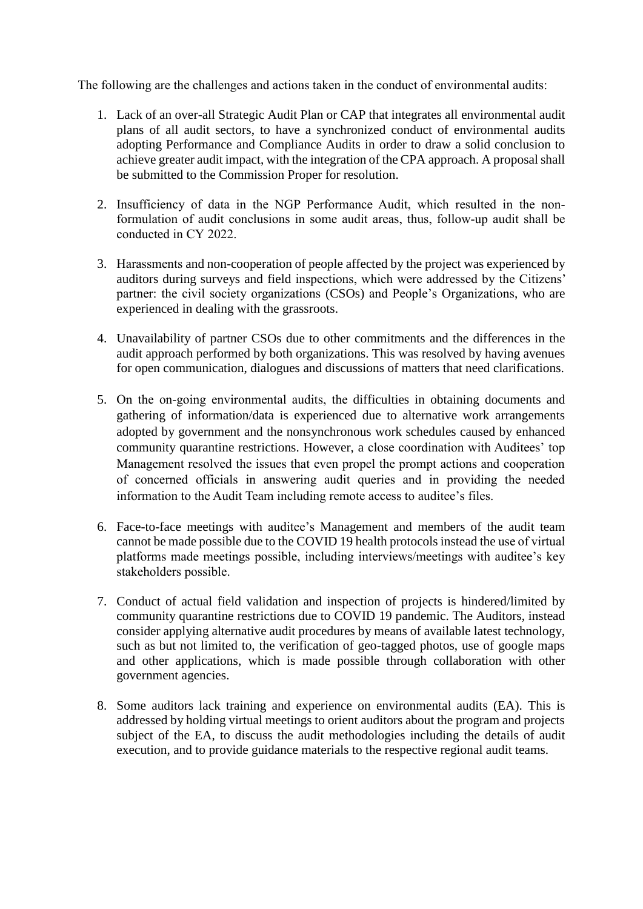The following are the challenges and actions taken in the conduct of environmental audits:

1. Lack of an over-all Strategic Audit Plan or CAP that integrates all environmental audit plans of all audit sectors, to have a synchronized conduct of environmental audits adopting Performance and Compliance Audits in order to draw a solid conclusion to achieve greater audit impact, with the integration of the CPA approach. A proposal shall be submitted to the Commission Proper for resolution.

2. Insufficiency of data in the NGP Performance Audit, which resulted in the non-formulation of audit conclusions in some audit areas, thus, follow-up audit shall be conducted in CY 2022.

3. Harassments and non-cooperation of people affected by the project was experienced by auditors during surveys and field inspections, which were addressed by the Citizens' partner: the civil society organizations (CSOs) and People's Organizations, who are experienced in dealing with the grassroots.

4. Unavailability of partner CSOs due to other commitments and the differences in the audit approach performed by both organizations. This was resolved by having avenues for open communication, dialogues and discussions of matters that need clarifications.

5. On the on-going environmental audits, the difficulties in obtaining documents and gathering of information/data is experienced due to alternative work arrangements adopted by government and the nonsynchronous work schedules caused by enhanced community quarantine restrictions. However, a close coordination with Auditees' top Management resolved the issues that even propel the prompt actions and cooperation of concerned officials in answering audit queries and in providing the needed information to the Audit Team including remote access to auditee's files.

6. Face-to-face meetings with auditee's Management and members of the audit team cannot be made possible due to the COVID 19 health protocols instead the use of virtual platforms made meetings possible, including interviews/meetings with auditee's key stakeholders possible.

7. Conduct of actual field validation and inspection of projects is hindered/limited by community quarantine restrictions due to COVID 19 pandemic. The Auditors, instead consider applying alternative audit procedures by means of available latest technology, such as but not limited to, the verification of geo-tagged photos, use of google maps and other applications, which is made possible through collaboration with other government agencies.

8. Some auditors lack training and experience on environmental audits (EA). This is addressed by holding virtual meetings to orient auditors about the program and projects subject of the EA, to discuss the audit methodologies including the details of audit execution, and to provide guidance materials to the respective regional audit teams.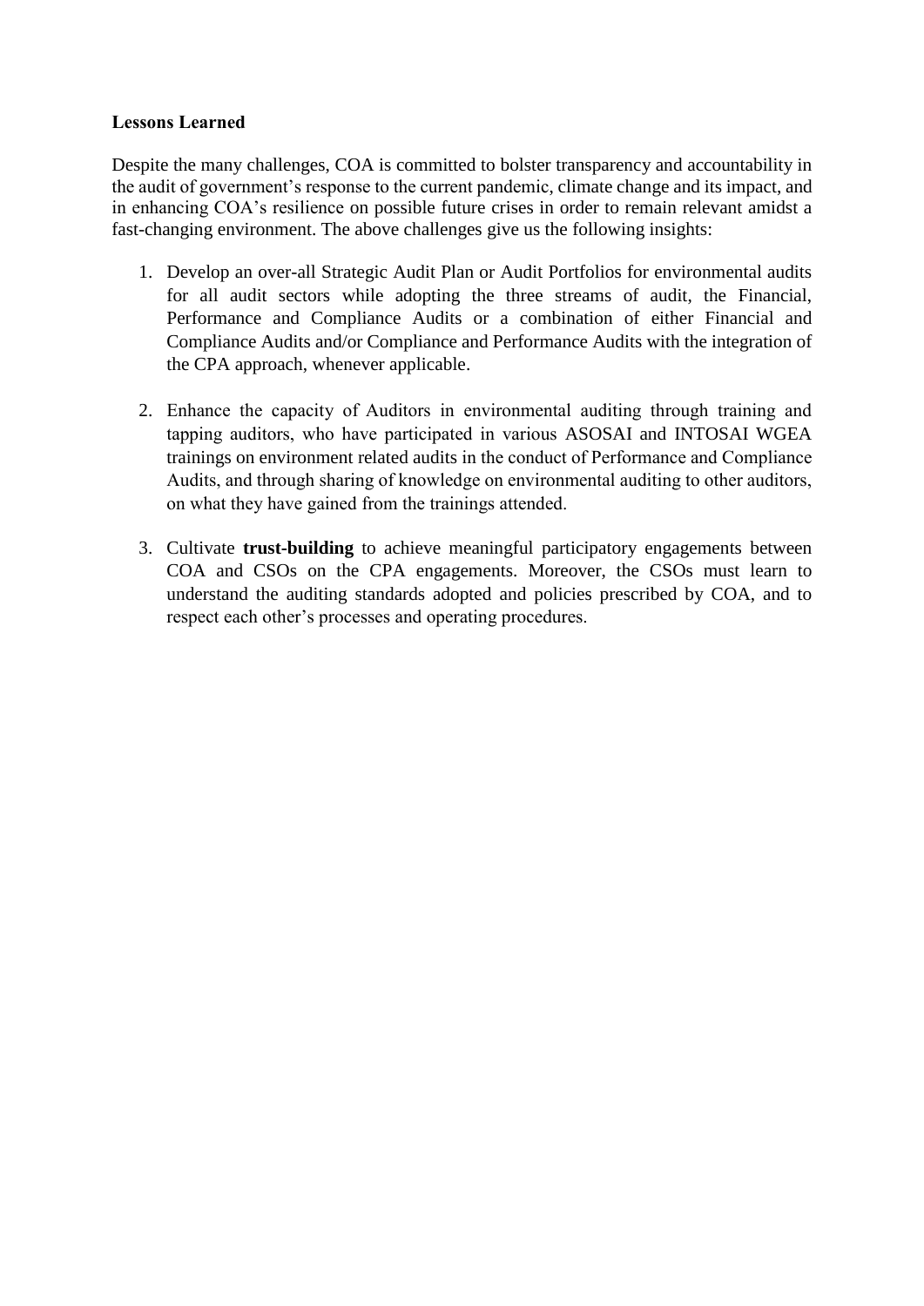**Lessons Learned**

Despite the many challenges, COA is committed to bolster transparency and accountability in the audit of government's response to the current pandemic, climate change and its impact, and in enhancing COA's resilience on possible future crises in order to remain relevant amidst a fast-changing environment. The above challenges give us the following insights:

1. Develop an over-all Strategic Audit Plan or Audit Portfolios for environmental audits for all audit sectors while adopting the three streams of audit, the Financial, Performance and Compliance Audits or a combination of either Financial and Compliance Audits and/or Compliance and Performance Audits with the integration of the CPA approach, whenever applicable.

2. Enhance the capacity of Auditors in environmental auditing through training and tapping auditors, who have participated in various ASOSAI and INTOSAI WGEA trainings on environment related audits in the conduct of Performance and Compliance Audits, and through sharing of knowledge on environmental auditing to other auditors, on what they have gained from the trainings attended.

3. Cultivate **trust-building** to achieve meaningful participatory engagements between COA and CSOs on the CPA engagements. Moreover, the CSOs must learn to understand the auditing standards adopted and policies prescribed by COA, and to respect each other's processes and operating procedures.